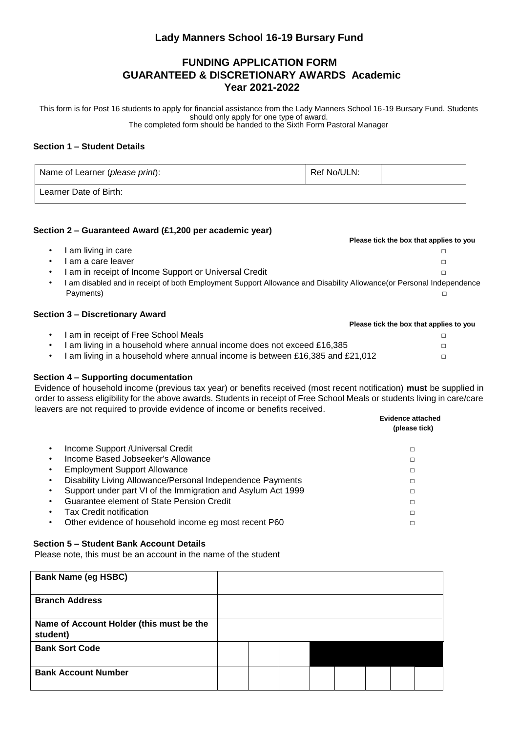# Lady Manners School 16-19 Bursary Fund

## FUNDING APPLICATION FORM GUARANTEED & DISCRETIONARY AWARDS Academic Year 2021-2022

This form is for Post 16 students to apply for financial assistance from the Lady Manners School 16-19 Bursary Fund. Students should only apply for one type of award.
The completed form should be handed to the Sixth Form Pastoral Manager

### Section 1 – Student Details

| Name of Learner (*please print*): | Ref No/ULN: | |
|---|---|---|
| Learner Date of Birth: | | |

### Section 2 – Guaranteed Award (£1,200 per academic year)

**Please tick the box that applies to you**

- I am living in care □
- I am a care leaver □
- I am in receipt of Income Support or Universal Credit □
- I am disabled and in receipt of both Employment Support Allowance and Disability Allowance(or Personal Independence Payments) □

### Section 3 – Discretionary Award

**Please tick the box that applies to you**

- I am in receipt of Free School Meals □
- I am living in a household where annual income does not exceed £16,385 □
- I am living in a household where annual income is between £16,385 and £21,012 □

### Section 4 – Supporting documentation

Evidence of household income (previous tax year) or benefits received (most recent notification) **must** be supplied in order to assess eligibility for the above awards. Students in receipt of Free School Meals or students living in care/care leavers are not required to provide evidence of income or benefits received.

**Evidence attached (please tick)**

- Income Support /Universal Credit □
- Income Based Jobseeker's Allowance □
- Employment Support Allowance □
- Disability Living Allowance/Personal Independence Payments □
- Support under part VI of the Immigration and Asylum Act 1999 □
- Guarantee element of State Pension Credit □
- Tax Credit notification □
- Other evidence of household income eg most recent P60 □

### Section 5 – Student Bank Account Details

Please note, this must be an account in the name of the student

| **Bank Name (eg HSBC)** | | | | | | | | |
|---|---|---|---|---|---|---|---|---|
| **Branch Address** | | | | | | | | |
| **Name of Account Holder (this must be the student)** | | | | | | | | |
| **Bank Sort Code** | | | | | | | | |
| **Bank Account Number** | | | | | | | | |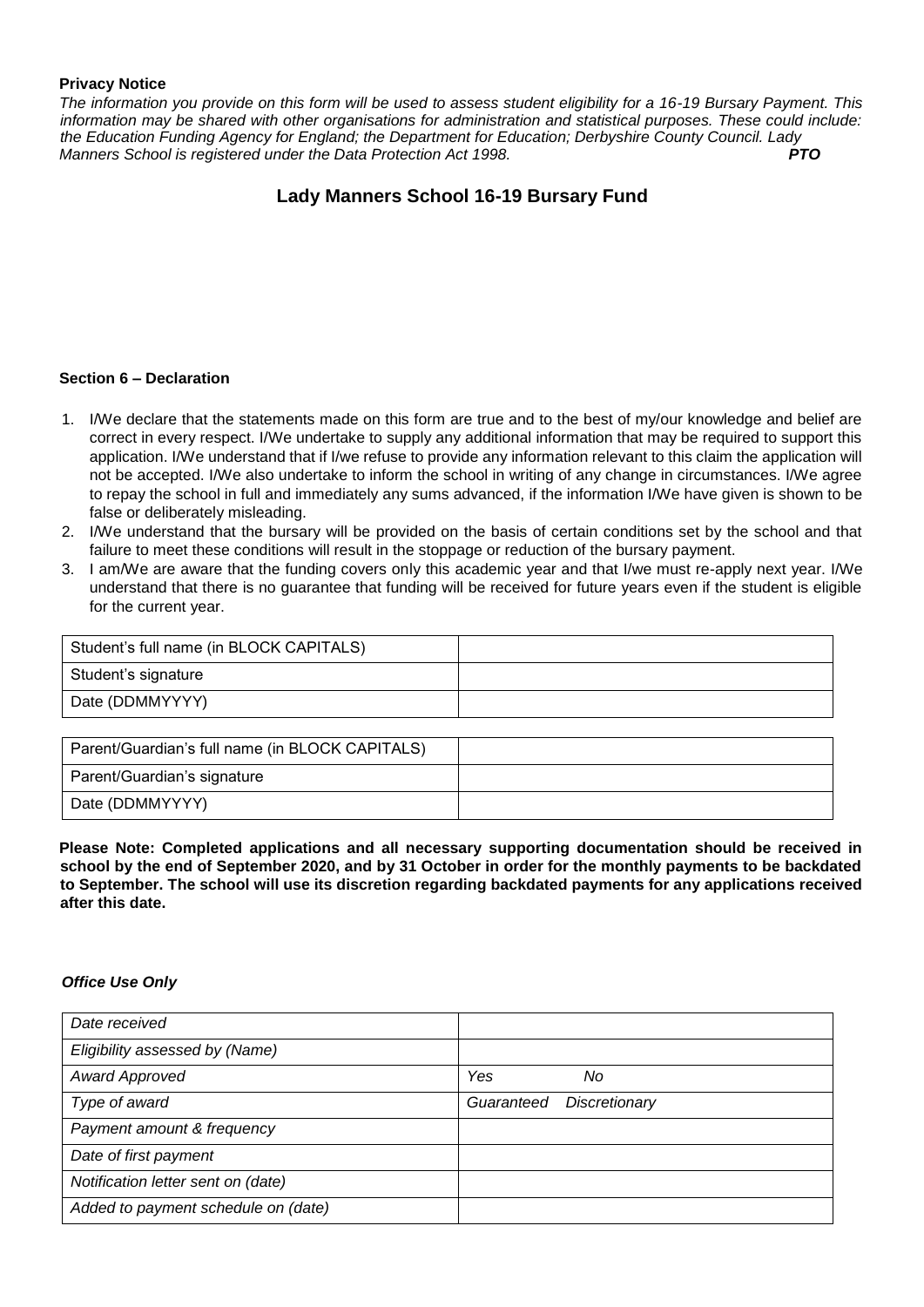**Privacy Notice**

*The information you provide on this form will be used to assess student eligibility for a 16-19 Bursary Payment. This information may be shared with other organisations for administration and statistical purposes. These could include: the Education Funding Agency for England; the Department for Education; Derbyshire County Council. Lady Manners School is registered under the Data Protection Act 1998.* ***PTO***

## Lady Manners School 16-19 Bursary Fund

### Section 6 – Declaration

1. I/We declare that the statements made on this form are true and to the best of my/our knowledge and belief are correct in every respect. I/We undertake to supply any additional information that may be required to support this application. I/We understand that if I/we refuse to provide any information relevant to this claim the application will not be accepted. I/We also undertake to inform the school in writing of any change in circumstances. I/We agree to repay the school in full and immediately any sums advanced, if the information I/We have given is shown to be false or deliberately misleading.
2. I/We understand that the bursary will be provided on the basis of certain conditions set by the school and that failure to meet these conditions will result in the stoppage or reduction of the bursary payment.
3. I am/We are aware that the funding covers only this academic year and that I/we must re-apply next year. I/We understand that there is no guarantee that funding will be received for future years even if the student is eligible for the current year.

| | |
|---|---|
| Student's full name (in BLOCK CAPITALS) | |
| Student's signature | |
| Date (DDMMYYYY) | |

| | |
|---|---|
| Parent/Guardian's full name (in BLOCK CAPITALS) | |
| Parent/Guardian's signature | |
| Date (DDMMYYYY) | |

**Please Note: Completed applications and all necessary supporting documentation should be received in school by the end of September 2020, and by 31 October in order for the monthly payments to be backdated to September. The school will use its discretion regarding backdated payments for any applications received after this date.**

***Office Use Only***

| | |
|---|---|
| *Date received* | |
| *Eligibility assessed by (Name)* | |
| *Award Approved* | *Yes No* |
| *Type of award* | *Guaranteed Discretionary* |
| *Payment amount & frequency* | |
| *Date of first payment* | |
| *Notification letter sent on (date)* | |
| *Added to payment schedule on (date)* | |